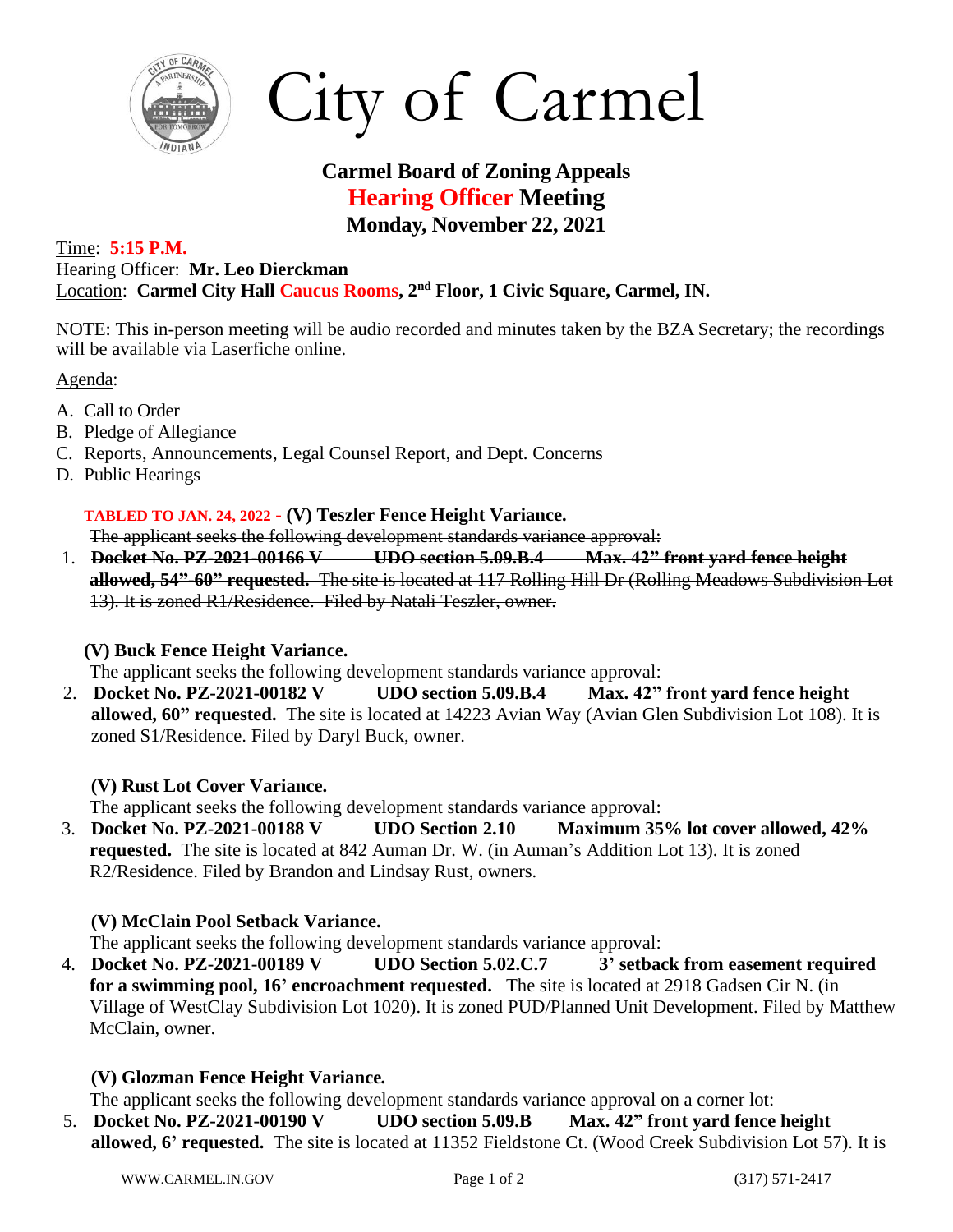# City of Carmel

## Carmel Board of Zoning Appeals
## Hearing Officer Meeting
## Monday, November 22, 2021

Time: **5:15 P.M.**
Hearing Officer: **Mr. Leo Dierckman**
Location: **Carmel City Hall Caucus Rooms, 2nd Floor, 1 Civic Square, Carmel, IN.**

NOTE: This in-person meeting will be audio recorded and minutes taken by the BZA Secretary; the recordings will be available via Laserfiche online.

Agenda:

A. Call to Order
B. Pledge of Allegiance
C. Reports, Announcements, Legal Counsel Report, and Dept. Concerns
D. Public Hearings

**TABLED TO JAN. 24, 2022 - (V) Teszler Fence Height Variance.**

~~The applicant seeks the following development standards variance approval:~~

1. ~~**Docket No. PZ-2021-00166 V UDO section 5.09.B.4 Max. 42" front yard fence height allowed, 54"-60" requested.** The site is located at 117 Rolling Hill Dr (Rolling Meadows Subdivision Lot 13). It is zoned R1/Residence. Filed by Natali Teszler, owner.~~

**(V) Buck Fence Height Variance.**

The applicant seeks the following development standards variance approval:

2. **Docket No. PZ-2021-00182 V UDO section 5.09.B.4 Max. 42" front yard fence height allowed, 60" requested.** The site is located at 14223 Avian Way (Avian Glen Subdivision Lot 108). It is zoned S1/Residence. Filed by Daryl Buck, owner.

**(V) Rust Lot Cover Variance.**

The applicant seeks the following development standards variance approval:

3. **Docket No. PZ-2021-00188 V UDO Section 2.10 Maximum 35% lot cover allowed, 42% requested.** The site is located at 842 Auman Dr. W. (in Auman's Addition Lot 13). It is zoned R2/Residence. Filed by Brandon and Lindsay Rust, owners.

**(V) McClain Pool Setback Variance.**

The applicant seeks the following development standards variance approval:

4. **Docket No. PZ-2021-00189 V UDO Section 5.02.C.7 3' setback from easement required for a swimming pool, 16' encroachment requested.** The site is located at 2918 Gadsen Cir N. (in Village of WestClay Subdivision Lot 1020). It is zoned PUD/Planned Unit Development. Filed by Matthew McClain, owner.

**(V) Glozman Fence Height Variance.**

The applicant seeks the following development standards variance approval on a corner lot:

5. **Docket No. PZ-2021-00190 V UDO section 5.09.B Max. 42" front yard fence height allowed, 6' requested.** The site is located at 11352 Fieldstone Ct. (Wood Creek Subdivision Lot 57). It is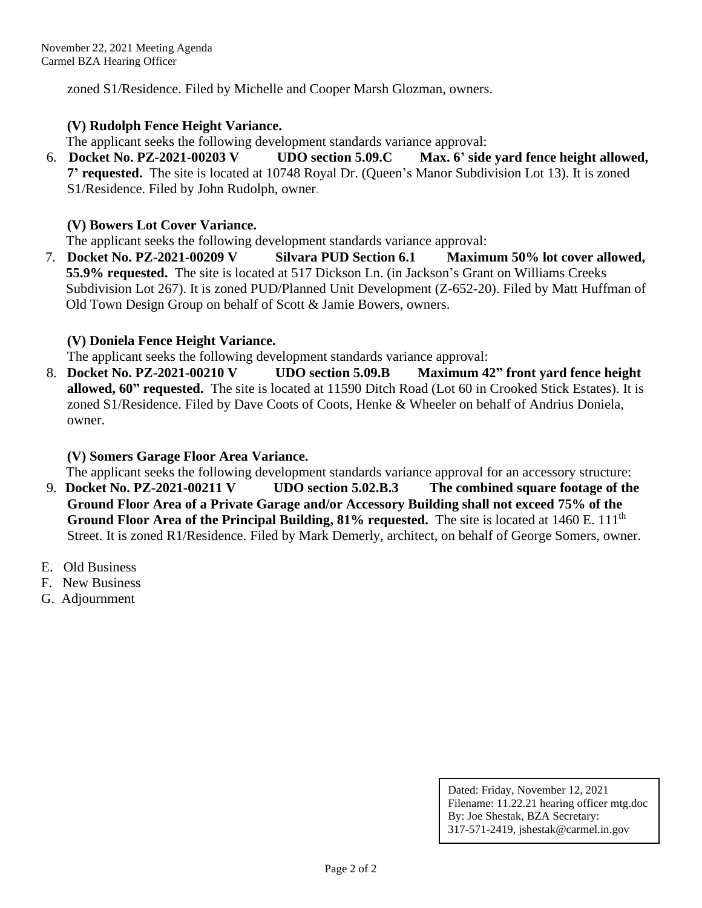zoned S1/Residence. Filed by Michelle and Cooper Marsh Glozman, owners.

**(V) Rudolph Fence Height Variance.**

The applicant seeks the following development standards variance approval:

6. **Docket No. PZ-2021-00203 V UDO section 5.09.C Max. 6' side yard fence height allowed, 7' requested.** The site is located at 10748 Royal Dr. (Queen's Manor Subdivision Lot 13). It is zoned S1/Residence. Filed by John Rudolph, owner.

**(V) Bowers Lot Cover Variance.**

The applicant seeks the following development standards variance approval:

7. **Docket No. PZ-2021-00209 V Silvara PUD Section 6.1 Maximum 50% lot cover allowed, 55.9% requested.** The site is located at 517 Dickson Ln. (in Jackson's Grant on Williams Creeks Subdivision Lot 267). It is zoned PUD/Planned Unit Development (Z-652-20). Filed by Matt Huffman of Old Town Design Group on behalf of Scott & Jamie Bowers, owners.

**(V) Doniela Fence Height Variance.**

The applicant seeks the following development standards variance approval:

8. **Docket No. PZ-2021-00210 V UDO section 5.09.B Maximum 42" front yard fence height allowed, 60" requested.** The site is located at 11590 Ditch Road (Lot 60 in Crooked Stick Estates). It is zoned S1/Residence. Filed by Dave Coots of Coots, Henke & Wheeler on behalf of Andrius Doniela, owner.

**(V) Somers Garage Floor Area Variance.**

The applicant seeks the following development standards variance approval for an accessory structure:

9. **Docket No. PZ-2021-00211 V UDO section 5.02.B.3 The combined square footage of the Ground Floor Area of a Private Garage and/or Accessory Building shall not exceed 75% of the Ground Floor Area of the Principal Building, 81% requested.** The site is located at 1460 E. 111th Street. It is zoned R1/Residence. Filed by Mark Demerly, architect, on behalf of George Somers, owner.

E. Old Business

F. New Business

G. Adjournment

Dated: Friday, November 12, 2021
Filename: 11.22.21 hearing officer mtg.doc
By: Joe Shestak, BZA Secretary:
317-571-2419, jshestak@carmel.in.gov